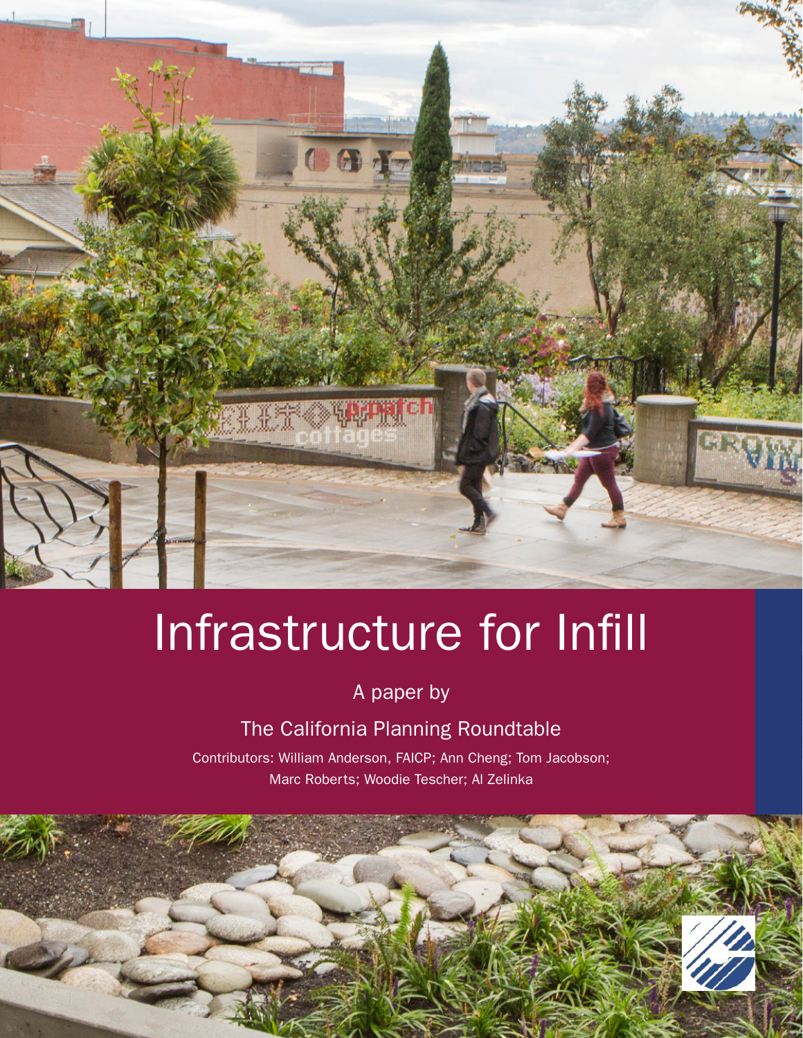# Infrastructure for Infill

A paper by

The California Planning Roundtable

Contributors: William Anderson, FAICP; Ann Cheng; Tom Jacobson; Marc Roberts; Woodie Tescher; Al Zelinka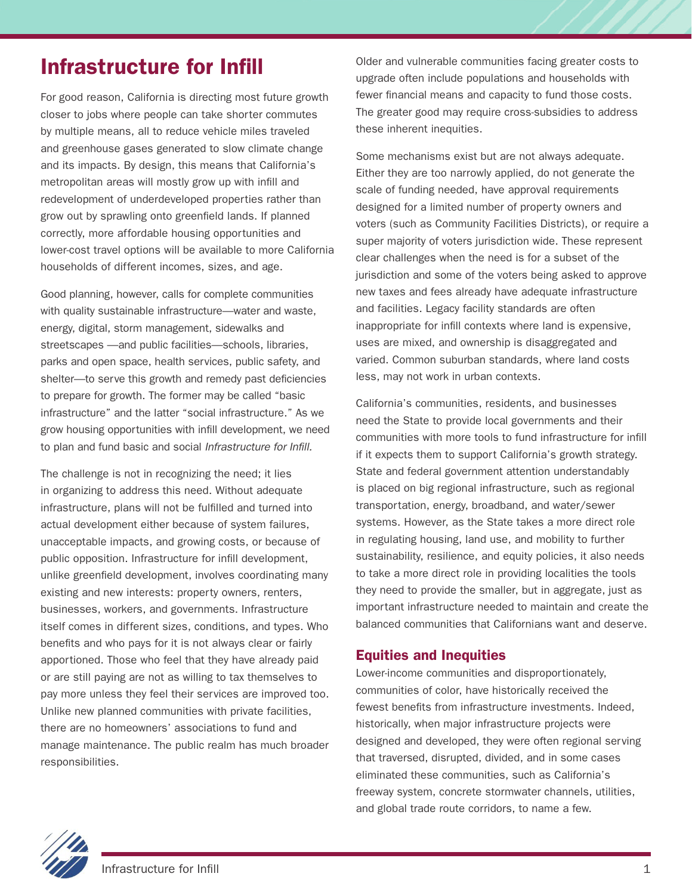# Infrastructure for Infill

For good reason, California is directing most future growth closer to jobs where people can take shorter commutes by multiple means, all to reduce vehicle miles traveled and greenhouse gases generated to slow climate change and its impacts. By design, this means that California's metropolitan areas will mostly grow up with infill and redevelopment of underdeveloped properties rather than grow out by sprawling onto greenfield lands. If planned correctly, more affordable housing opportunities and lower-cost travel options will be available to more California households of different incomes, sizes, and age.

Good planning, however, calls for complete communities with quality sustainable infrastructure—water and waste, energy, digital, storm management, sidewalks and streetscapes —and public facilities—schools, libraries, parks and open space, health services, public safety, and shelter—to serve this growth and remedy past deficiencies to prepare for growth. The former may be called "basic infrastructure" and the latter "social infrastructure." As we grow housing opportunities with infill development, we need to plan and fund basic and social *Infrastructure for Infill.*

The challenge is not in recognizing the need; it lies in organizing to address this need. Without adequate infrastructure, plans will not be fulfilled and turned into actual development either because of system failures, unacceptable impacts, and growing costs, or because of public opposition. Infrastructure for infill development, unlike greenfield development, involves coordinating many existing and new interests: property owners, renters, businesses, workers, and governments. Infrastructure itself comes in different sizes, conditions, and types. Who benefits and who pays for it is not always clear or fairly apportioned. Those who feel that they have already paid or are still paying are not as willing to tax themselves to pay more unless they feel their services are improved too. Unlike new planned communities with private facilities, there are no homeowners' associations to fund and manage maintenance. The public realm has much broader responsibilities.

Older and vulnerable communities facing greater costs to upgrade often include populations and households with fewer financial means and capacity to fund those costs. The greater good may require cross-subsidies to address these inherent inequities.

Some mechanisms exist but are not always adequate. Either they are too narrowly applied, do not generate the scale of funding needed, have approval requirements designed for a limited number of property owners and voters (such as Community Facilities Districts), or require a super majority of voters jurisdiction wide. These represent clear challenges when the need is for a subset of the jurisdiction and some of the voters being asked to approve new taxes and fees already have adequate infrastructure and facilities. Legacy facility standards are often inappropriate for infill contexts where land is expensive, uses are mixed, and ownership is disaggregated and varied. Common suburban standards, where land costs less, may not work in urban contexts.

California's communities, residents, and businesses need the State to provide local governments and their communities with more tools to fund infrastructure for infill if it expects them to support California's growth strategy. State and federal government attention understandably is placed on big regional infrastructure, such as regional transportation, energy, broadband, and water/sewer systems. However, as the State takes a more direct role in regulating housing, land use, and mobility to further sustainability, resilience, and equity policies, it also needs to take a more direct role in providing localities the tools they need to provide the smaller, but in aggregate, just as important infrastructure needed to maintain and create the balanced communities that Californians want and deserve.

## Equities and Inequities

Lower-income communities and disproportionately, communities of color, have historically received the fewest benefits from infrastructure investments. Indeed, historically, when major infrastructure projects were designed and developed, they were often regional serving that traversed, disrupted, divided, and in some cases eliminated these communities, such as California's freeway system, concrete stormwater channels, utilities, and global trade route corridors, to name a few.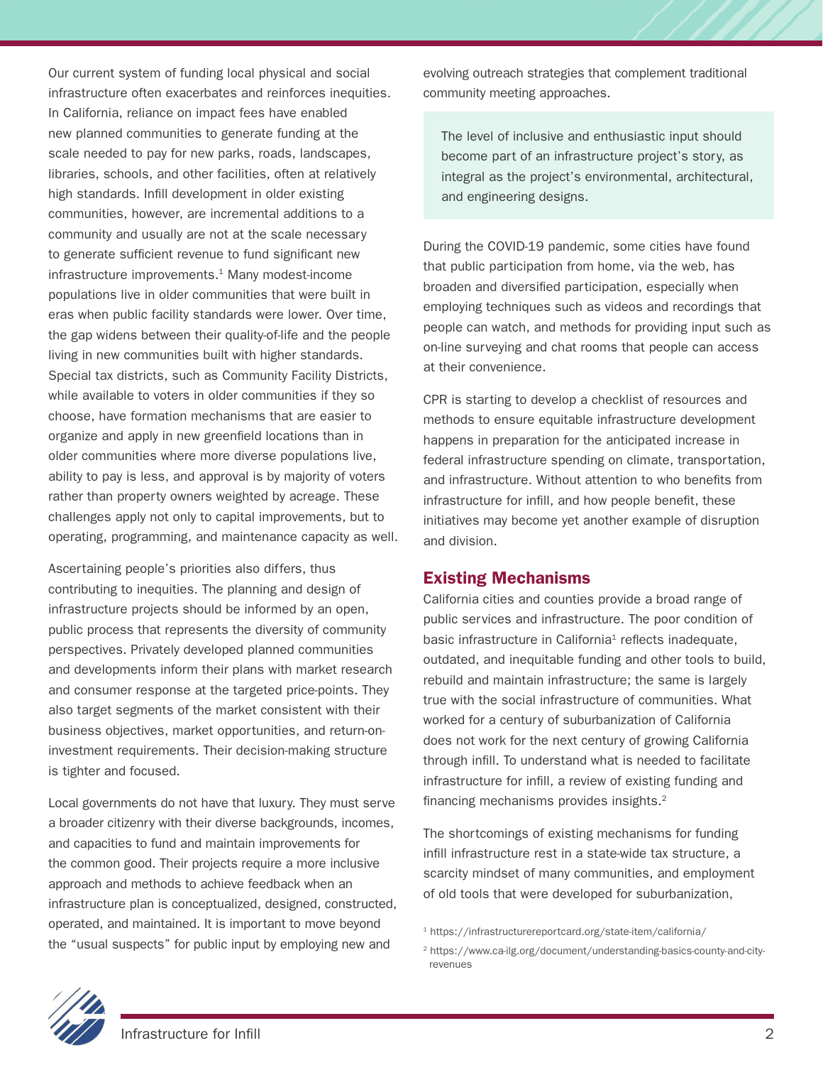Our current system of funding local physical and social infrastructure often exacerbates and reinforces inequities. In California, reliance on impact fees have enabled new planned communities to generate funding at the scale needed to pay for new parks, roads, landscapes, libraries, schools, and other facilities, often at relatively high standards. Infill development in older existing communities, however, are incremental additions to a community and usually are not at the scale necessary to generate sufficient revenue to fund significant new infrastructure improvements.[1] Many modest-income populations live in older communities that were built in eras when public facility standards were lower. Over time, the gap widens between their quality-of-life and the people living in new communities built with higher standards. Special tax districts, such as Community Facility Districts, while available to voters in older communities if they so choose, have formation mechanisms that are easier to organize and apply in new greenfield locations than in older communities where more diverse populations live, ability to pay is less, and approval is by majority of voters rather than property owners weighted by acreage. These challenges apply not only to capital improvements, but to operating, programming, and maintenance capacity as well.

Ascertaining people's priorities also differs, thus contributing to inequities. The planning and design of infrastructure projects should be informed by an open, public process that represents the diversity of community perspectives. Privately developed planned communities and developments inform their plans with market research and consumer response at the targeted price-points. They also target segments of the market consistent with their business objectives, market opportunities, and return-on-investment requirements. Their decision-making structure is tighter and focused.

Local governments do not have that luxury. They must serve a broader citizenry with their diverse backgrounds, incomes, and capacities to fund and maintain improvements for the common good. Their projects require a more inclusive approach and methods to achieve feedback when an infrastructure plan is conceptualized, designed, constructed, operated, and maintained. It is important to move beyond the "usual suspects" for public input by employing new and evolving outreach strategies that complement traditional community meeting approaches.

> The level of inclusive and enthusiastic input should become part of an infrastructure project's story, as integral as the project's environmental, architectural, and engineering designs.

During the COVID-19 pandemic, some cities have found that public participation from home, via the web, has broaden and diversified participation, especially when employing techniques such as videos and recordings that people can watch, and methods for providing input such as on-line surveying and chat rooms that people can access at their convenience.

CPR is starting to develop a checklist of resources and methods to ensure equitable infrastructure development happens in preparation for the anticipated increase in federal infrastructure spending on climate, transportation, and infrastructure. Without attention to who benefits from infrastructure for infill, and how people benefit, these initiatives may become yet another example of disruption and division.

## Existing Mechanisms

California cities and counties provide a broad range of public services and infrastructure. The poor condition of basic infrastructure in California[1] reflects inadequate, outdated, and inequitable funding and other tools to build, rebuild and maintain infrastructure; the same is largely true with the social infrastructure of communities. What worked for a century of suburbanization of California does not work for the next century of growing California through infill. To understand what is needed to facilitate infrastructure for infill, a review of existing funding and financing mechanisms provides insights.[2]

The shortcomings of existing mechanisms for funding infill infrastructure rest in a state-wide tax structure, a scarcity mindset of many communities, and employment of old tools that were developed for suburbanization,

[1] https://infrastructurereportcard.org/state-item/california/

[2] https://www.ca-ilg.org/document/understanding-basics-county-and-city-revenues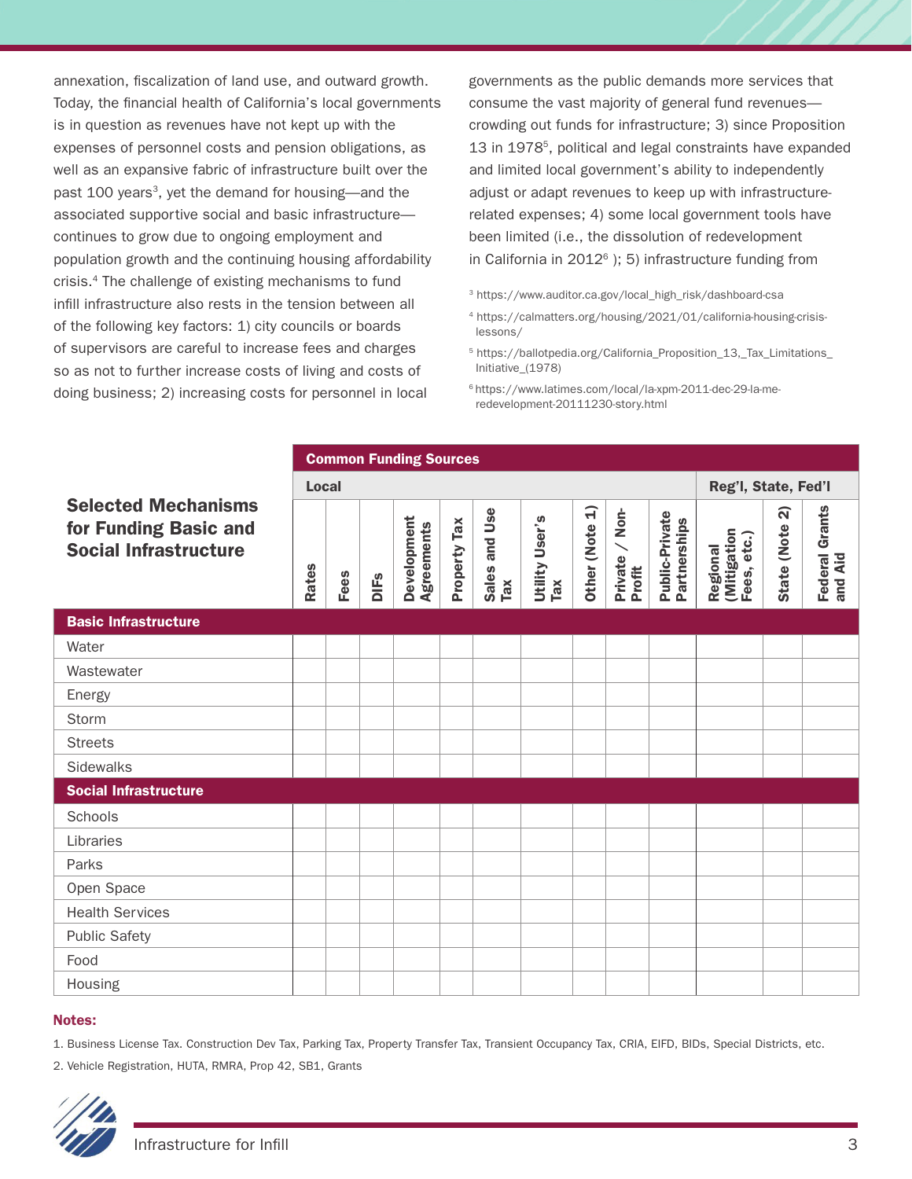annexation, fiscalization of land use, and outward growth. Today, the financial health of California's local governments is in question as revenues have not kept up with the expenses of personnel costs and pension obligations, as well as an expansive fabric of infrastructure built over the past 100 years[3], yet the demand for housing—and the associated supportive social and basic infrastructure—continues to grow due to ongoing employment and population growth and the continuing housing affordability crisis.[4] The challenge of existing mechanisms to fund infill infrastructure also rests in the tension between all of the following key factors: 1) city councils or boards of supervisors are careful to increase fees and charges so as not to further increase costs of living and costs of doing business; 2) increasing costs for personnel in local governments as the public demands more services that consume the vast majority of general fund revenues—crowding out funds for infrastructure; 3) since Proposition 13 in 1978[5], political and legal constraints have expanded and limited local government's ability to independently adjust or adapt revenues to keep up with infrastructure-related expenses; 4) some local government tools have been limited (i.e., the dissolution of redevelopment in California in 2012[6] ); 5) infrastructure funding from

[3] https://www.auditor.ca.gov/local_high_risk/dashboard-csa

[4] https://calmatters.org/housing/2021/01/california-housing-crisis-lessons/

[5] https://ballotpedia.org/California_Proposition_13,_Tax_Limitations_Initiative_(1978)

[6] https://www.latimes.com/local/la-xpm-2011-dec-29-la-me-redevelopment-20111230-story.html

## Selected Mechanisms for Funding Basic and Social Infrastructure

| | Common Funding Sources | | | | | | | | | | | | |
|---|---|---|---|---|---|---|---|---|---|---|---|---|---|
| | Local | | | | | | | | | | Reg'l, State, Fed'l | | |
| | Rates | Fees | DIFs | Development Agreements | Property Tax | Sales and Use Tax | Utility User's Tax | Other (Note 1) | Private / Non-Profit | Public-Private Partnerships | Regional (Mitigation Fees, etc.) | State (Note 2) | Federal Grants and Aid |
| **Basic Infrastructure** | | | | | | | | | | | | | |
| Water | | | | | | | | | | | | | |
| Wastewater | | | | | | | | | | | | | |
| Energy | | | | | | | | | | | | | |
| Storm | | | | | | | | | | | | | |
| Streets | | | | | | | | | | | | | |
| Sidewalks | | | | | | | | | | | | | |
| **Social Infrastructure** | | | | | | | | | | | | | |
| Schools | | | | | | | | | | | | | |
| Libraries | | | | | | | | | | | | | |
| Parks | | | | | | | | | | | | | |
| Open Space | | | | | | | | | | | | | |
| Health Services | | | | | | | | | | | | | |
| Public Safety | | | | | | | | | | | | | |
| Food | | | | | | | | | | | | | |
| Housing | | | | | | | | | | | | | |

**Notes:**

1. Business License Tax. Construction Dev Tax, Parking Tax, Property Transfer Tax, Transient Occupancy Tax, CRIA, EIFD, BIDs, Special Districts, etc.
2. Vehicle Registration, HUTA, RMRA, Prop 42, SB1, Grants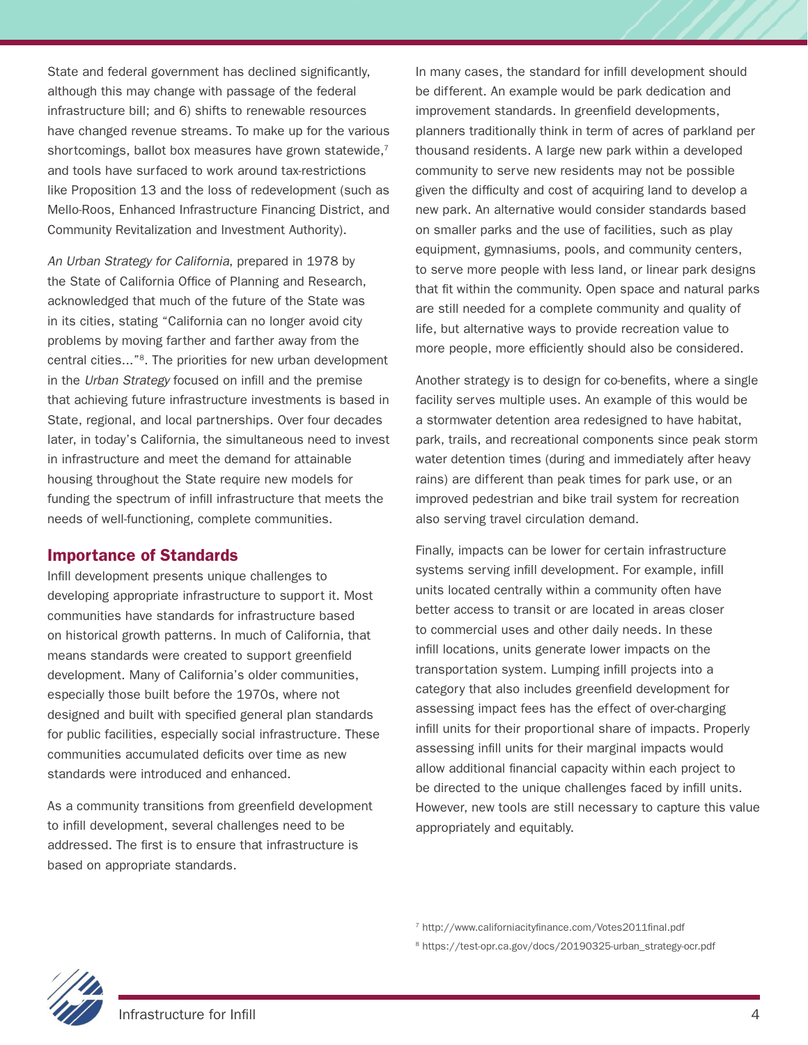State and federal government has declined significantly, although this may change with passage of the federal infrastructure bill; and 6) shifts to renewable resources have changed revenue streams. To make up for the various shortcomings, ballot box measures have grown statewide,[7] and tools have surfaced to work around tax-restrictions like Proposition 13 and the loss of redevelopment (such as Mello-Roos, Enhanced Infrastructure Financing District, and Community Revitalization and Investment Authority).

*An Urban Strategy for California*, prepared in 1978 by the State of California Office of Planning and Research, acknowledged that much of the future of the State was in its cities, stating "California can no longer avoid city problems by moving farther and farther away from the central cities..."[8]. The priorities for new urban development in the *Urban Strategy* focused on infill and the premise that achieving future infrastructure investments is based in State, regional, and local partnerships. Over four decades later, in today's California, the simultaneous need to invest in infrastructure and meet the demand for attainable housing throughout the State require new models for funding the spectrum of infill infrastructure that meets the needs of well-functioning, complete communities.

## Importance of Standards

Infill development presents unique challenges to developing appropriate infrastructure to support it. Most communities have standards for infrastructure based on historical growth patterns. In much of California, that means standards were created to support greenfield development. Many of California's older communities, especially those built before the 1970s, where not designed and built with specified general plan standards for public facilities, especially social infrastructure. These communities accumulated deficits over time as new standards were introduced and enhanced.

As a community transitions from greenfield development to infill development, several challenges need to be addressed. The first is to ensure that infrastructure is based on appropriate standards.

In many cases, the standard for infill development should be different. An example would be park dedication and improvement standards. In greenfield developments, planners traditionally think in term of acres of parkland per thousand residents. A large new park within a developed community to serve new residents may not be possible given the difficulty and cost of acquiring land to develop a new park. An alternative would consider standards based on smaller parks and the use of facilities, such as play equipment, gymnasiums, pools, and community centers, to serve more people with less land, or linear park designs that fit within the community. Open space and natural parks are still needed for a complete community and quality of life, but alternative ways to provide recreation value to more people, more efficiently should also be considered.

Another strategy is to design for co-benefits, where a single facility serves multiple uses. An example of this would be a stormwater detention area redesigned to have habitat, park, trails, and recreational components since peak storm water detention times (during and immediately after heavy rains) are different than peak times for park use, or an improved pedestrian and bike trail system for recreation also serving travel circulation demand.

Finally, impacts can be lower for certain infrastructure systems serving infill development. For example, infill units located centrally within a community often have better access to transit or are located in areas closer to commercial uses and other daily needs. In these infill locations, units generate lower impacts on the transportation system. Lumping infill projects into a category that also includes greenfield development for assessing impact fees has the effect of over-charging infill units for their proportional share of impacts. Properly assessing infill units for their marginal impacts would allow additional financial capacity within each project to be directed to the unique challenges faced by infill units. However, new tools are still necessary to capture this value appropriately and equitably.

[7] http://www.californiacityfinance.com/Votes2011final.pdf

[8] https://test-opr.ca.gov/docs/20190325-urban_strategy-ocr.pdf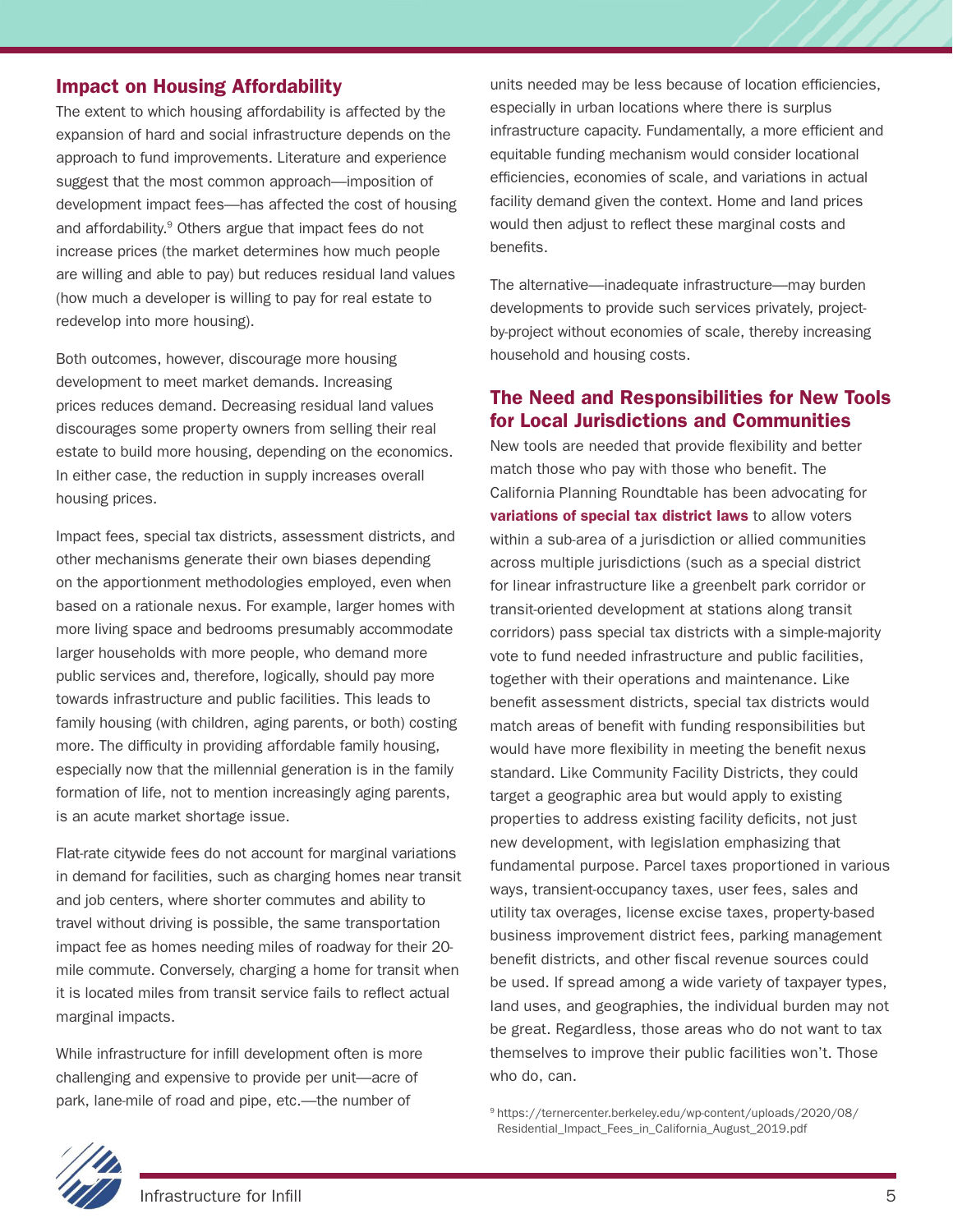## Impact on Housing Affordability

The extent to which housing affordability is affected by the expansion of hard and social infrastructure depends on the approach to fund improvements. Literature and experience suggest that the most common approach—imposition of development impact fees—has affected the cost of housing and affordability.[9] Others argue that impact fees do not increase prices (the market determines how much people are willing and able to pay) but reduces residual land values (how much a developer is willing to pay for real estate to redevelop into more housing).

Both outcomes, however, discourage more housing development to meet market demands. Increasing prices reduces demand. Decreasing residual land values discourages some property owners from selling their real estate to build more housing, depending on the economics. In either case, the reduction in supply increases overall housing prices.

Impact fees, special tax districts, assessment districts, and other mechanisms generate their own biases depending on the apportionment methodologies employed, even when based on a rationale nexus. For example, larger homes with more living space and bedrooms presumably accommodate larger households with more people, who demand more public services and, therefore, logically, should pay more towards infrastructure and public facilities. This leads to family housing (with children, aging parents, or both) costing more. The difficulty in providing affordable family housing, especially now that the millennial generation is in the family formation of life, not to mention increasingly aging parents, is an acute market shortage issue.

Flat-rate citywide fees do not account for marginal variations in demand for facilities, such as charging homes near transit and job centers, where shorter commutes and ability to travel without driving is possible, the same transportation impact fee as homes needing miles of roadway for their 20-mile commute. Conversely, charging a home for transit when it is located miles from transit service fails to reflect actual marginal impacts.

While infrastructure for infill development often is more challenging and expensive to provide per unit—acre of park, lane-mile of road and pipe, etc.—the number of units needed may be less because of location efficiencies, especially in urban locations where there is surplus infrastructure capacity. Fundamentally, a more efficient and equitable funding mechanism would consider locational efficiencies, economies of scale, and variations in actual facility demand given the context. Home and land prices would then adjust to reflect these marginal costs and benefits.

The alternative—inadequate infrastructure—may burden developments to provide such services privately, project-by-project without economies of scale, thereby increasing household and housing costs.

## The Need and Responsibilities for New Tools for Local Jurisdictions and Communities

New tools are needed that provide flexibility and better match those who pay with those who benefit. The California Planning Roundtable has been advocating for **variations of special tax district laws** to allow voters within a sub-area of a jurisdiction or allied communities across multiple jurisdictions (such as a special district for linear infrastructure like a greenbelt park corridor or transit-oriented development at stations along transit corridors) pass special tax districts with a simple-majority vote to fund needed infrastructure and public facilities, together with their operations and maintenance. Like benefit assessment districts, special tax districts would match areas of benefit with funding responsibilities but would have more flexibility in meeting the benefit nexus standard. Like Community Facility Districts, they could target a geographic area but would apply to existing properties to address existing facility deficits, not just new development, with legislation emphasizing that fundamental purpose. Parcel taxes proportioned in various ways, transient-occupancy taxes, user fees, sales and utility tax overages, license excise taxes, property-based business improvement district fees, parking management benefit districts, and other fiscal revenue sources could be used. If spread among a wide variety of taxpayer types, land uses, and geographies, the individual burden may not be great. Regardless, those areas who do not want to tax themselves to improve their public facilities won't. Those who do, can.

[9] https://ternercenter.berkeley.edu/wp-content/uploads/2020/08/Residential_Impact_Fees_in_California_August_2019.pdf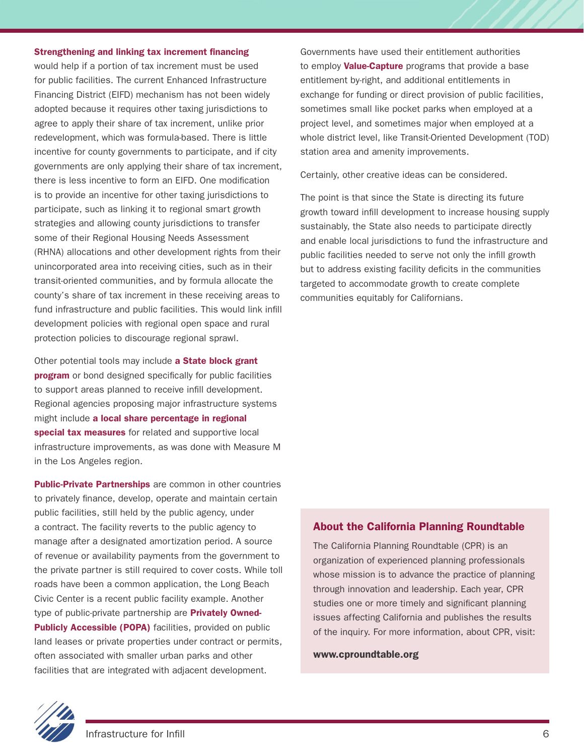**Strengthening and linking tax increment financing** would help if a portion of tax increment must be used for public facilities. The current Enhanced Infrastructure Financing District (EIFD) mechanism has not been widely adopted because it requires other taxing jurisdictions to agree to apply their share of tax increment, unlike prior redevelopment, which was formula-based. There is little incentive for county governments to participate, and if city governments are only applying their share of tax increment, there is less incentive to form an EIFD. One modification is to provide an incentive for other taxing jurisdictions to participate, such as linking it to regional smart growth strategies and allowing county jurisdictions to transfer some of their Regional Housing Needs Assessment (RHNA) allocations and other development rights from their unincorporated area into receiving cities, such as in their transit-oriented communities, and by formula allocate the county's share of tax increment in these receiving areas to fund infrastructure and public facilities. This would link infill development policies with regional open space and rural protection policies to discourage regional sprawl.

Other potential tools may include **a State block grant program** or bond designed specifically for public facilities to support areas planned to receive infill development. Regional agencies proposing major infrastructure systems might include **a local share percentage in regional special tax measures** for related and supportive local infrastructure improvements, as was done with Measure M in the Los Angeles region.

**Public-Private Partnerships** are common in other countries to privately finance, develop, operate and maintain certain public facilities, still held by the public agency, under a contract. The facility reverts to the public agency to manage after a designated amortization period. A source of revenue or availability payments from the government to the private partner is still required to cover costs. While toll roads have been a common application, the Long Beach Civic Center is a recent public facility example. Another type of public-private partnership are **Privately Owned-Publicly Accessible (POPA)** facilities, provided on public land leases or private properties under contract or permits, often associated with smaller urban parks and other facilities that are integrated with adjacent development.

Governments have used their entitlement authorities to employ **Value-Capture** programs that provide a base entitlement by-right, and additional entitlements in exchange for funding or direct provision of public facilities, sometimes small like pocket parks when employed at a project level, and sometimes major when employed at a whole district level, like Transit-Oriented Development (TOD) station area and amenity improvements.

Certainly, other creative ideas can be considered.

The point is that since the State is directing its future growth toward infill development to increase housing supply sustainably, the State also needs to participate directly and enable local jurisdictions to fund the infrastructure and public facilities needed to serve not only the infill growth but to address existing facility deficits in the communities targeted to accommodate growth to create complete communities equitably for Californians.

## About the California Planning Roundtable

The California Planning Roundtable (CPR) is an organization of experienced planning professionals whose mission is to advance the practice of planning through innovation and leadership. Each year, CPR studies one or more timely and significant planning issues affecting California and publishes the results of the inquiry. For more information, about CPR, visit:

**www.cproundtable.org**